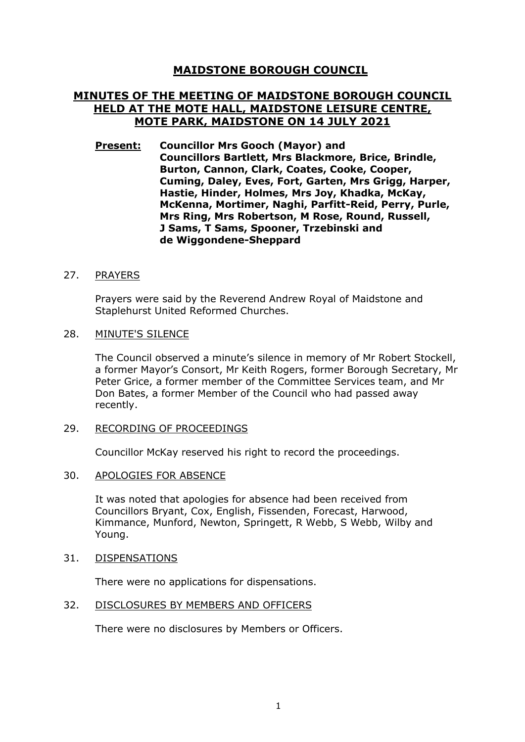# MAIDSTONE BOROUGH COUNCIL

## MINUTES OF THE MEETING OF MAIDSTONE BOROUGH COUNCIL HELD AT THE MOTE HALL, MAIDSTONE LEISURE CENTRE, MOTE PARK, MAIDSTONE ON 14 JULY 2021

**Present:** **Councillor Mrs Gooch (Mayor) and Councillors Bartlett, Mrs Blackmore, Brice, Brindle, Burton, Cannon, Clark, Coates, Cooke, Cooper, Cuming, Daley, Eves, Fort, Garten, Mrs Grigg, Harper, Hastie, Hinder, Holmes, Mrs Joy, Khadka, McKay, McKenna, Mortimer, Naghi, Parfitt-Reid, Perry, Purle, Mrs Ring, Mrs Robertson, M Rose, Round, Russell, J Sams, T Sams, Spooner, Trzebinski and de Wiggondene-Sheppard**

27. PRAYERS

Prayers were said by the Reverend Andrew Royal of Maidstone and Staplehurst United Reformed Churches.

28. MINUTE'S SILENCE

The Council observed a minute's silence in memory of Mr Robert Stockell, a former Mayor's Consort, Mr Keith Rogers, former Borough Secretary, Mr Peter Grice, a former member of the Committee Services team, and Mr Don Bates, a former Member of the Council who had passed away recently.

29. RECORDING OF PROCEEDINGS

Councillor McKay reserved his right to record the proceedings.

30. APOLOGIES FOR ABSENCE

It was noted that apologies for absence had been received from Councillors Bryant, Cox, English, Fissenden, Forecast, Harwood, Kimmance, Munford, Newton, Springett, R Webb, S Webb, Wilby and Young.

31. DISPENSATIONS

There were no applications for dispensations.

32. DISCLOSURES BY MEMBERS AND OFFICERS

There were no disclosures by Members or Officers.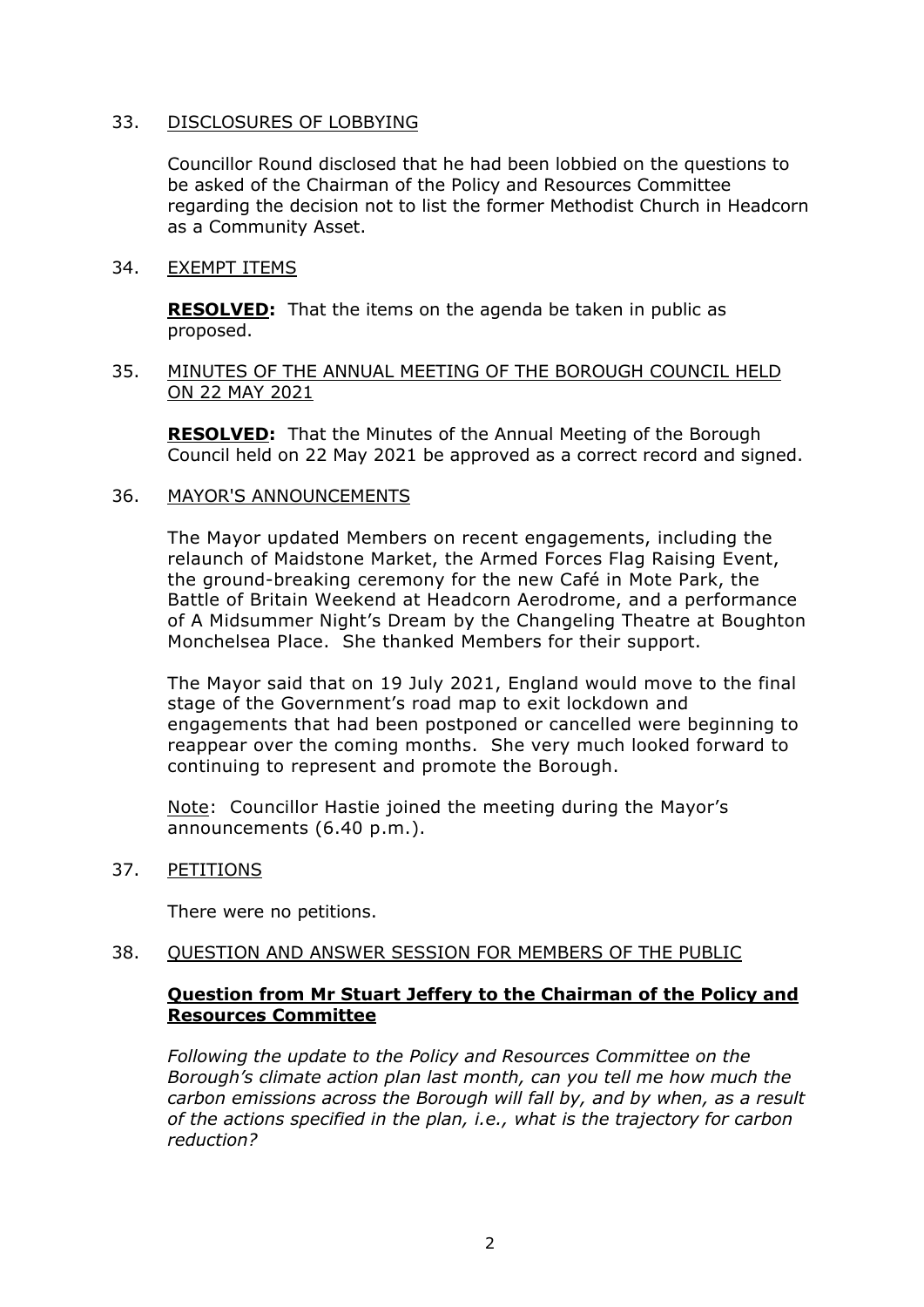33. DISCLOSURES OF LOBBYING

Councillor Round disclosed that he had been lobbied on the questions to be asked of the Chairman of the Policy and Resources Committee regarding the decision not to list the former Methodist Church in Headcorn as a Community Asset.

34. EXEMPT ITEMS

**RESOLVED:** That the items on the agenda be taken in public as proposed.

35. MINUTES OF THE ANNUAL MEETING OF THE BOROUGH COUNCIL HELD ON 22 MAY 2021

**RESOLVED:** That the Minutes of the Annual Meeting of the Borough Council held on 22 May 2021 be approved as a correct record and signed.

36. MAYOR'S ANNOUNCEMENTS

The Mayor updated Members on recent engagements, including the relaunch of Maidstone Market, the Armed Forces Flag Raising Event, the ground-breaking ceremony for the new Café in Mote Park, the Battle of Britain Weekend at Headcorn Aerodrome, and a performance of A Midsummer Night's Dream by the Changeling Theatre at Boughton Monchelsea Place. She thanked Members for their support.

The Mayor said that on 19 July 2021, England would move to the final stage of the Government's road map to exit lockdown and engagements that had been postponed or cancelled were beginning to reappear over the coming months. She very much looked forward to continuing to represent and promote the Borough.

Note: Councillor Hastie joined the meeting during the Mayor's announcements (6.40 p.m.).

37. PETITIONS

There were no petitions.

38. QUESTION AND ANSWER SESSION FOR MEMBERS OF THE PUBLIC

**Question from Mr Stuart Jeffery to the Chairman of the Policy and Resources Committee**

*Following the update to the Policy and Resources Committee on the Borough's climate action plan last month, can you tell me how much the carbon emissions across the Borough will fall by, and by when, as a result of the actions specified in the plan, i.e., what is the trajectory for carbon reduction?*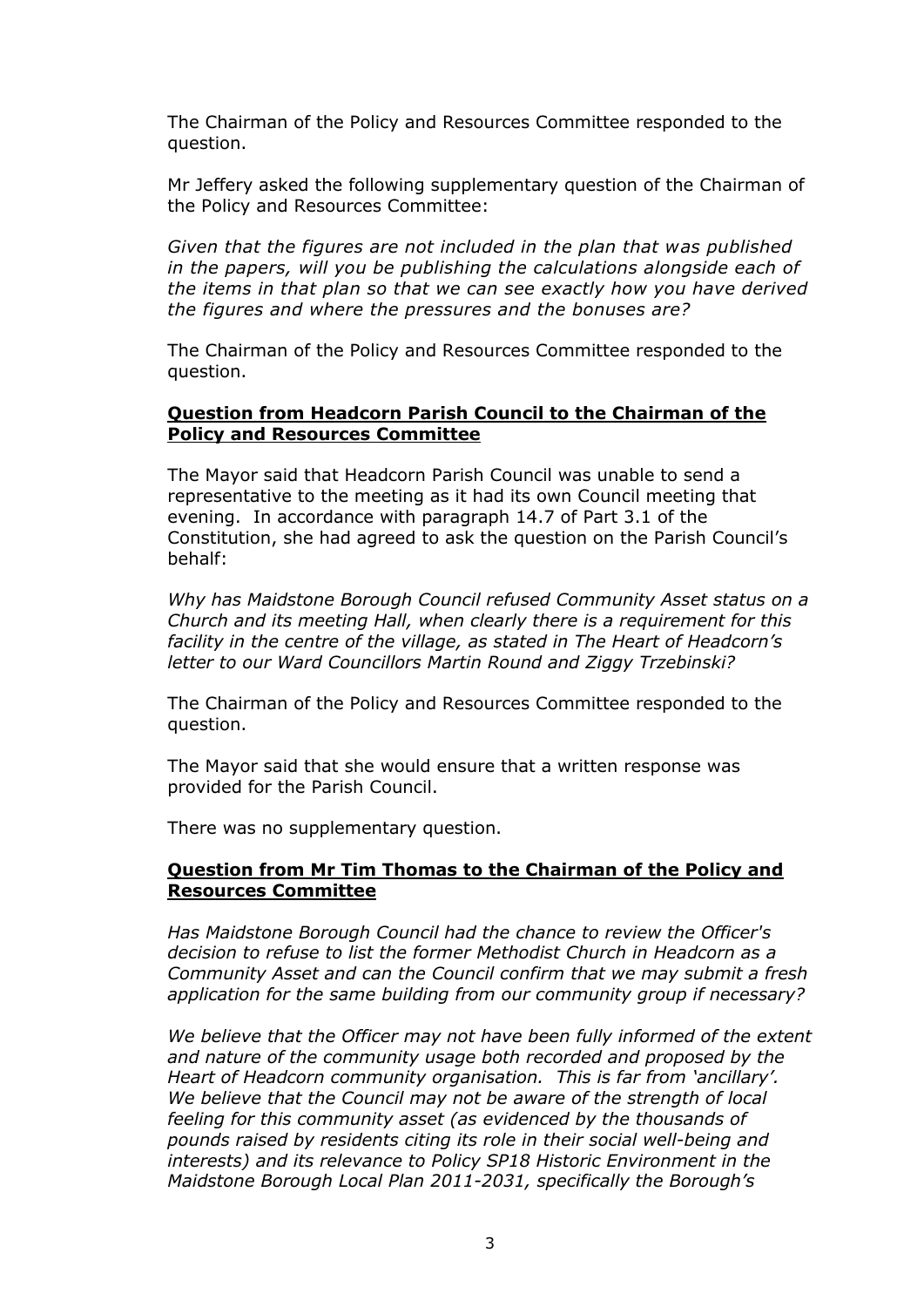The Chairman of the Policy and Resources Committee responded to the question.

Mr Jeffery asked the following supplementary question of the Chairman of the Policy and Resources Committee:

*Given that the figures are not included in the plan that was published in the papers, will you be publishing the calculations alongside each of the items in that plan so that we can see exactly how you have derived the figures and where the pressures and the bonuses are?*

The Chairman of the Policy and Resources Committee responded to the question.

**Question from Headcorn Parish Council to the Chairman of the Policy and Resources Committee**

The Mayor said that Headcorn Parish Council was unable to send a representative to the meeting as it had its own Council meeting that evening. In accordance with paragraph 14.7 of Part 3.1 of the Constitution, she had agreed to ask the question on the Parish Council's behalf:

*Why has Maidstone Borough Council refused Community Asset status on a Church and its meeting Hall, when clearly there is a requirement for this facility in the centre of the village, as stated in The Heart of Headcorn's letter to our Ward Councillors Martin Round and Ziggy Trzebinski?*

The Chairman of the Policy and Resources Committee responded to the question.

The Mayor said that she would ensure that a written response was provided for the Parish Council.

There was no supplementary question.

**Question from Mr Tim Thomas to the Chairman of the Policy and Resources Committee**

*Has Maidstone Borough Council had the chance to review the Officer's decision to refuse to list the former Methodist Church in Headcorn as a Community Asset and can the Council confirm that we may submit a fresh application for the same building from our community group if necessary?*

*We believe that the Officer may not have been fully informed of the extent and nature of the community usage both recorded and proposed by the Heart of Headcorn community organisation. This is far from 'ancillary'. We believe that the Council may not be aware of the strength of local feeling for this community asset (as evidenced by the thousands of pounds raised by residents citing its role in their social well-being and interests) and its relevance to Policy SP18 Historic Environment in the Maidstone Borough Local Plan 2011-2031, specifically the Borough's*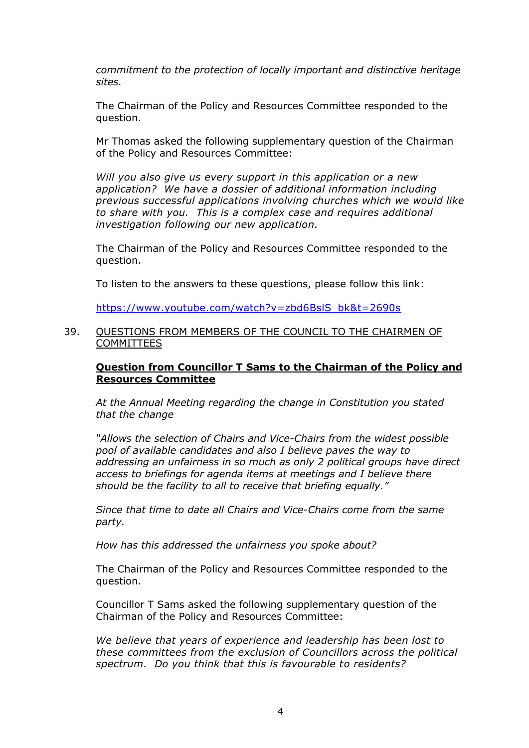*commitment to the protection of locally important and distinctive heritage sites.*

The Chairman of the Policy and Resources Committee responded to the question.

Mr Thomas asked the following supplementary question of the Chairman of the Policy and Resources Committee:

*Will you also give us every support in this application or a new application? We have a dossier of additional information including previous successful applications involving churches which we would like to share with you. This is a complex case and requires additional investigation following our new application.*

The Chairman of the Policy and Resources Committee responded to the question.

To listen to the answers to these questions, please follow this link:

https://www.youtube.com/watch?v=zbd6BslS_bk&t=2690s

39. QUESTIONS FROM MEMBERS OF THE COUNCIL TO THE CHAIRMEN OF COMMITTEES

**Question from Councillor T Sams to the Chairman of the Policy and Resources Committee**

*At the Annual Meeting regarding the change in Constitution you stated that the change*

*"Allows the selection of Chairs and Vice-Chairs from the widest possible pool of available candidates and also I believe paves the way to addressing an unfairness in so much as only 2 political groups have direct access to briefings for agenda items at meetings and I believe there should be the facility to all to receive that briefing equally."*

*Since that time to date all Chairs and Vice-Chairs come from the same party.*

*How has this addressed the unfairness you spoke about?*

The Chairman of the Policy and Resources Committee responded to the question.

Councillor T Sams asked the following supplementary question of the Chairman of the Policy and Resources Committee:

*We believe that years of experience and leadership has been lost to these committees from the exclusion of Councillors across the political spectrum. Do you think that this is favourable to residents?*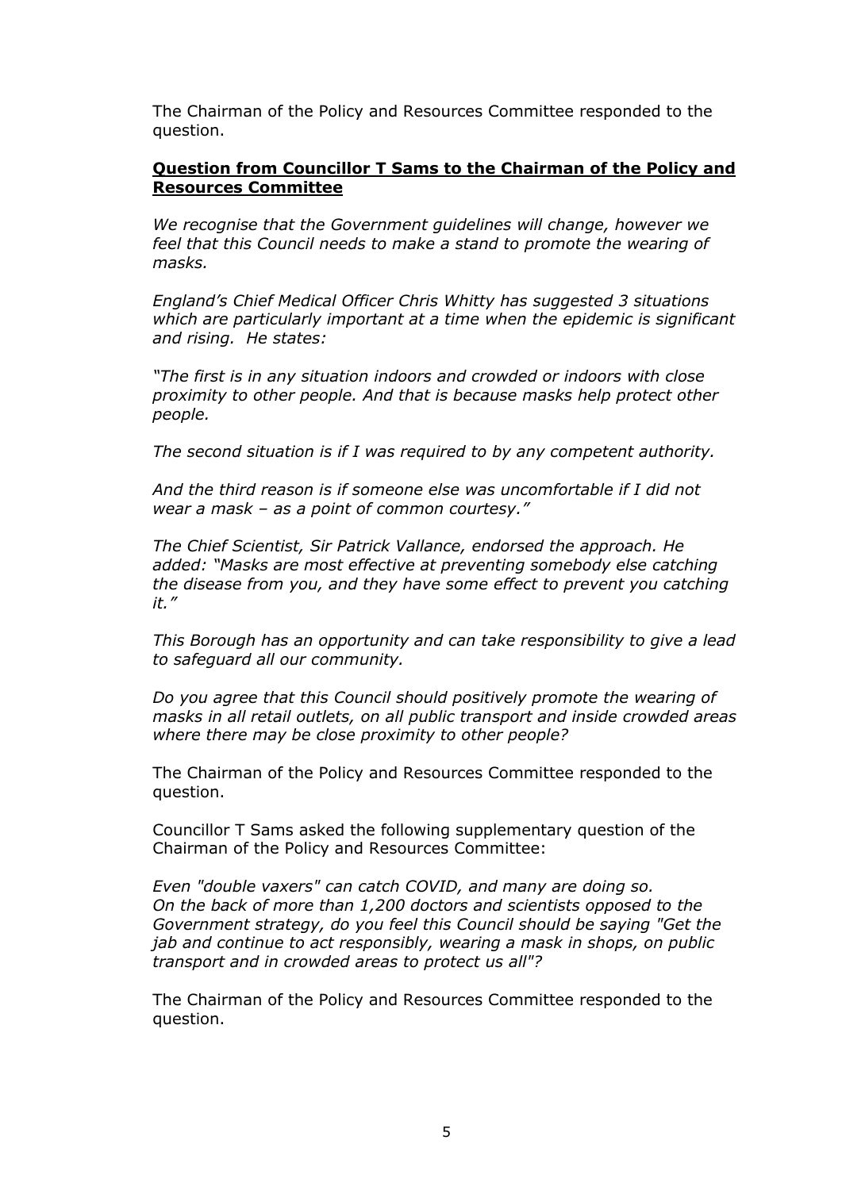The Chairman of the Policy and Resources Committee responded to the question.

**Question from Councillor T Sams to the Chairman of the Policy and Resources Committee**

*We recognise that the Government guidelines will change, however we feel that this Council needs to make a stand to promote the wearing of masks.*

*England's Chief Medical Officer Chris Whitty has suggested 3 situations which are particularly important at a time when the epidemic is significant and rising. He states:*

*"The first is in any situation indoors and crowded or indoors with close proximity to other people. And that is because masks help protect other people.*

*The second situation is if I was required to by any competent authority.*

*And the third reason is if someone else was uncomfortable if I did not wear a mask – as a point of common courtesy."*

*The Chief Scientist, Sir Patrick Vallance, endorsed the approach. He added: "Masks are most effective at preventing somebody else catching the disease from you, and they have some effect to prevent you catching it."*

*This Borough has an opportunity and can take responsibility to give a lead to safeguard all our community.*

*Do you agree that this Council should positively promote the wearing of masks in all retail outlets, on all public transport and inside crowded areas where there may be close proximity to other people?*

The Chairman of the Policy and Resources Committee responded to the question.

Councillor T Sams asked the following supplementary question of the Chairman of the Policy and Resources Committee:

*Even "double vaxers" can catch COVID, and many are doing so. On the back of more than 1,200 doctors and scientists opposed to the Government strategy, do you feel this Council should be saying "Get the jab and continue to act responsibly, wearing a mask in shops, on public transport and in crowded areas to protect us all"?*

The Chairman of the Policy and Resources Committee responded to the question.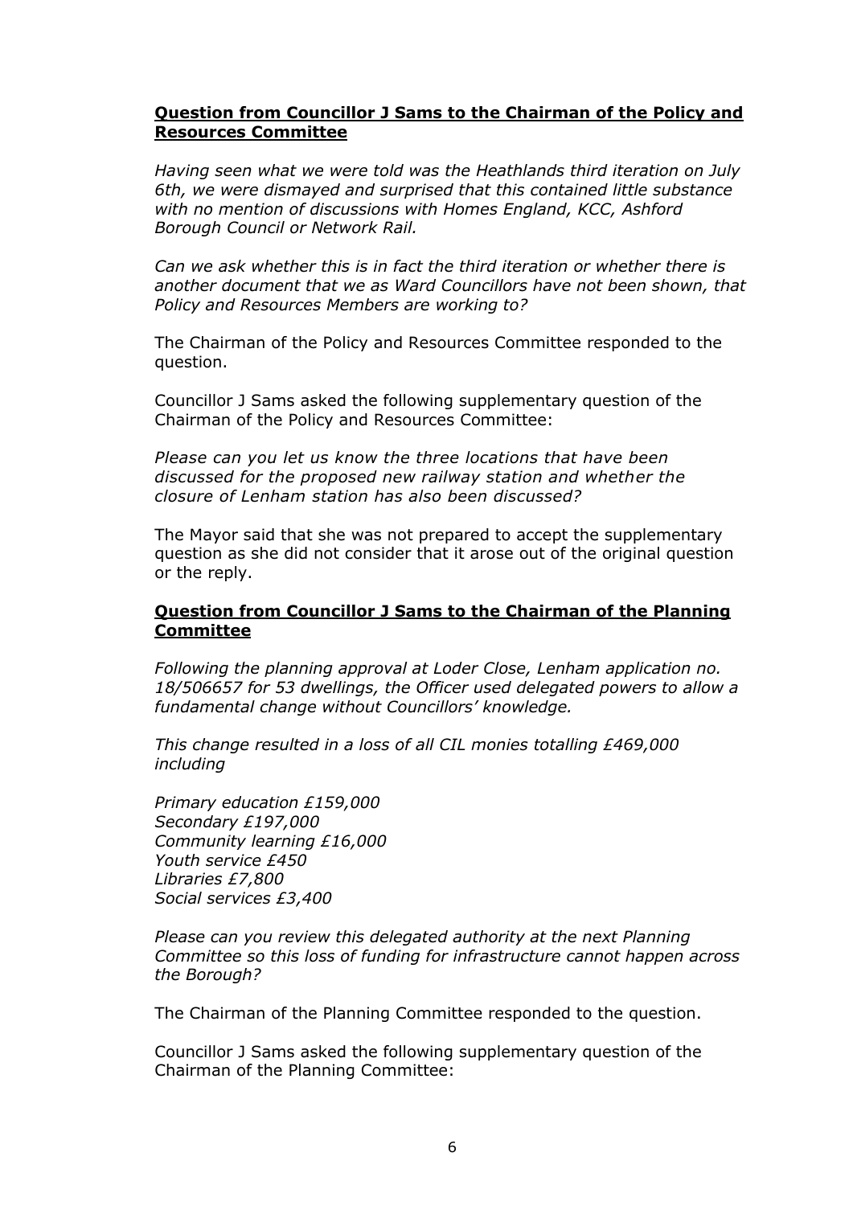**<u>Question from Councillor J Sams to the Chairman of the Policy and Resources Committee</u>**

*Having seen what we were told was the Heathlands third iteration on July 6th, we were dismayed and surprised that this contained little substance with no mention of discussions with Homes England, KCC, Ashford Borough Council or Network Rail.*

*Can we ask whether this is in fact the third iteration or whether there is another document that we as Ward Councillors have not been shown, that Policy and Resources Members are working to?*

The Chairman of the Policy and Resources Committee responded to the question.

Councillor J Sams asked the following supplementary question of the Chairman of the Policy and Resources Committee:

*Please can you let us know the three locations that have been discussed for the proposed new railway station and whether the closure of Lenham station has also been discussed?*

The Mayor said that she was not prepared to accept the supplementary question as she did not consider that it arose out of the original question or the reply.

**<u>Question from Councillor J Sams to the Chairman of the Planning Committee</u>**

*Following the planning approval at Loder Close, Lenham application no. 18/506657 for 53 dwellings, the Officer used delegated powers to allow a fundamental change without Councillors' knowledge.*

*This change resulted in a loss of all CIL monies totalling £469,000 including*

*Primary education £159,000*
*Secondary £197,000*
*Community learning £16,000*
*Youth service £450*
*Libraries £7,800*
*Social services £3,400*

*Please can you review this delegated authority at the next Planning Committee so this loss of funding for infrastructure cannot happen across the Borough?*

The Chairman of the Planning Committee responded to the question.

Councillor J Sams asked the following supplementary question of the Chairman of the Planning Committee: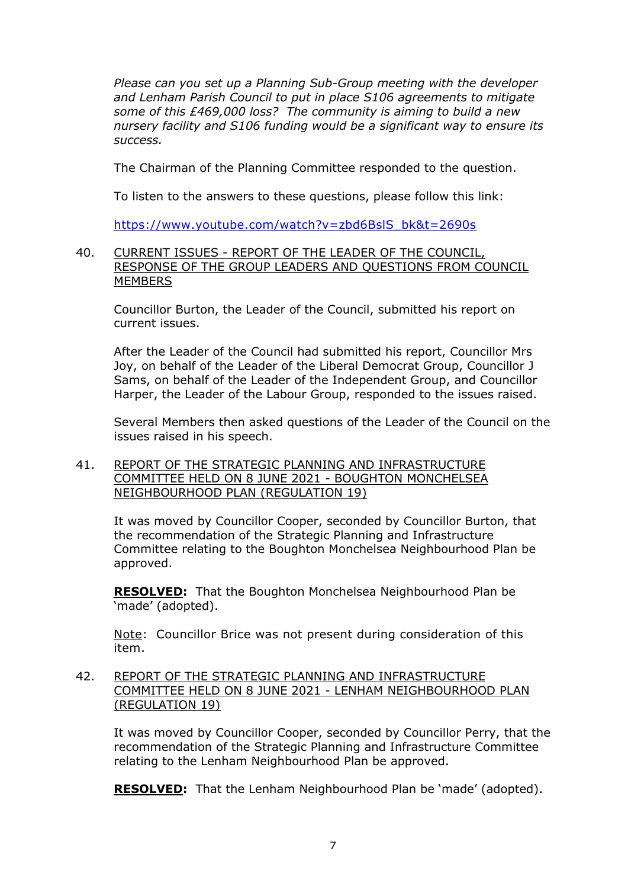*Please can you set up a Planning Sub-Group meeting with the developer and Lenham Parish Council to put in place S106 agreements to mitigate some of this £469,000 loss? The community is aiming to build a new nursery facility and S106 funding would be a significant way to ensure its success.*

The Chairman of the Planning Committee responded to the question.

To listen to the answers to these questions, please follow this link:

https://www.youtube.com/watch?v=zbd6BslS_bk&t=2690s

40. CURRENT ISSUES - REPORT OF THE LEADER OF THE COUNCIL, RESPONSE OF THE GROUP LEADERS AND QUESTIONS FROM COUNCIL MEMBERS

Councillor Burton, the Leader of the Council, submitted his report on current issues.

After the Leader of the Council had submitted his report, Councillor Mrs Joy, on behalf of the Leader of the Liberal Democrat Group, Councillor J Sams, on behalf of the Leader of the Independent Group, and Councillor Harper, the Leader of the Labour Group, responded to the issues raised.

Several Members then asked questions of the Leader of the Council on the issues raised in his speech.

41. REPORT OF THE STRATEGIC PLANNING AND INFRASTRUCTURE COMMITTEE HELD ON 8 JUNE 2021 - BOUGHTON MONCHELSEA NEIGHBOURHOOD PLAN (REGULATION 19)

It was moved by Councillor Cooper, seconded by Councillor Burton, that the recommendation of the Strategic Planning and Infrastructure Committee relating to the Boughton Monchelsea Neighbourhood Plan be approved.

**RESOLVED:** That the Boughton Monchelsea Neighbourhood Plan be 'made' (adopted).

Note: Councillor Brice was not present during consideration of this item.

42. REPORT OF THE STRATEGIC PLANNING AND INFRASTRUCTURE COMMITTEE HELD ON 8 JUNE 2021 - LENHAM NEIGHBOURHOOD PLAN (REGULATION 19)

It was moved by Councillor Cooper, seconded by Councillor Perry, that the recommendation of the Strategic Planning and Infrastructure Committee relating to the Lenham Neighbourhood Plan be approved.

**RESOLVED:** That the Lenham Neighbourhood Plan be 'made' (adopted).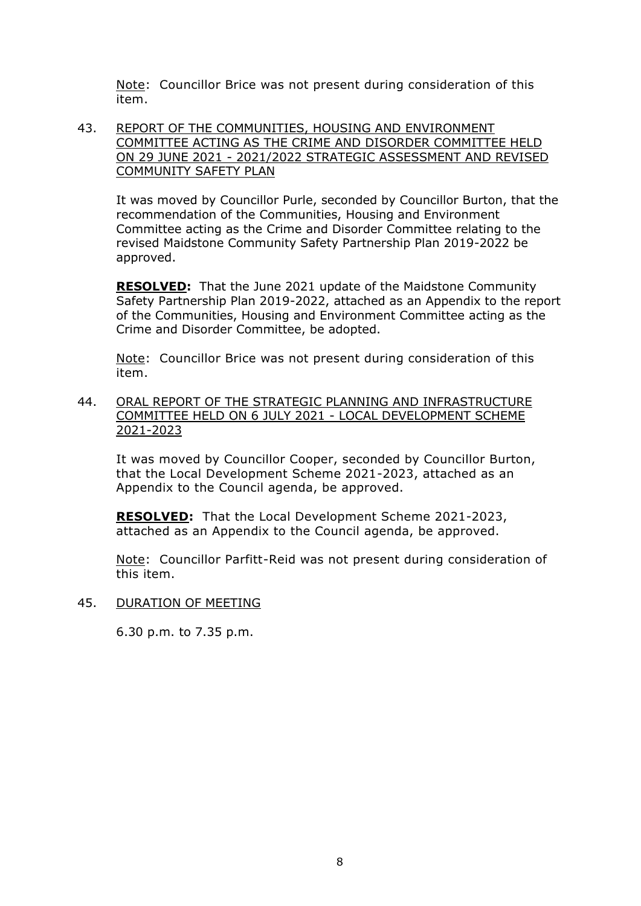Note: Councillor Brice was not present during consideration of this item.

43. REPORT OF THE COMMUNITIES, HOUSING AND ENVIRONMENT COMMITTEE ACTING AS THE CRIME AND DISORDER COMMITTEE HELD ON 29 JUNE 2021 - 2021/2022 STRATEGIC ASSESSMENT AND REVISED COMMUNITY SAFETY PLAN

It was moved by Councillor Purle, seconded by Councillor Burton, that the recommendation of the Communities, Housing and Environment Committee acting as the Crime and Disorder Committee relating to the revised Maidstone Community Safety Partnership Plan 2019-2022 be approved.

**RESOLVED:** That the June 2021 update of the Maidstone Community Safety Partnership Plan 2019-2022, attached as an Appendix to the report of the Communities, Housing and Environment Committee acting as the Crime and Disorder Committee, be adopted.

Note: Councillor Brice was not present during consideration of this item.

44. ORAL REPORT OF THE STRATEGIC PLANNING AND INFRASTRUCTURE COMMITTEE HELD ON 6 JULY 2021 - LOCAL DEVELOPMENT SCHEME 2021-2023

It was moved by Councillor Cooper, seconded by Councillor Burton, that the Local Development Scheme 2021-2023, attached as an Appendix to the Council agenda, be approved.

**RESOLVED:** That the Local Development Scheme 2021-2023, attached as an Appendix to the Council agenda, be approved.

Note: Councillor Parfitt-Reid was not present during consideration of this item.

45. DURATION OF MEETING

6.30 p.m. to 7.35 p.m.